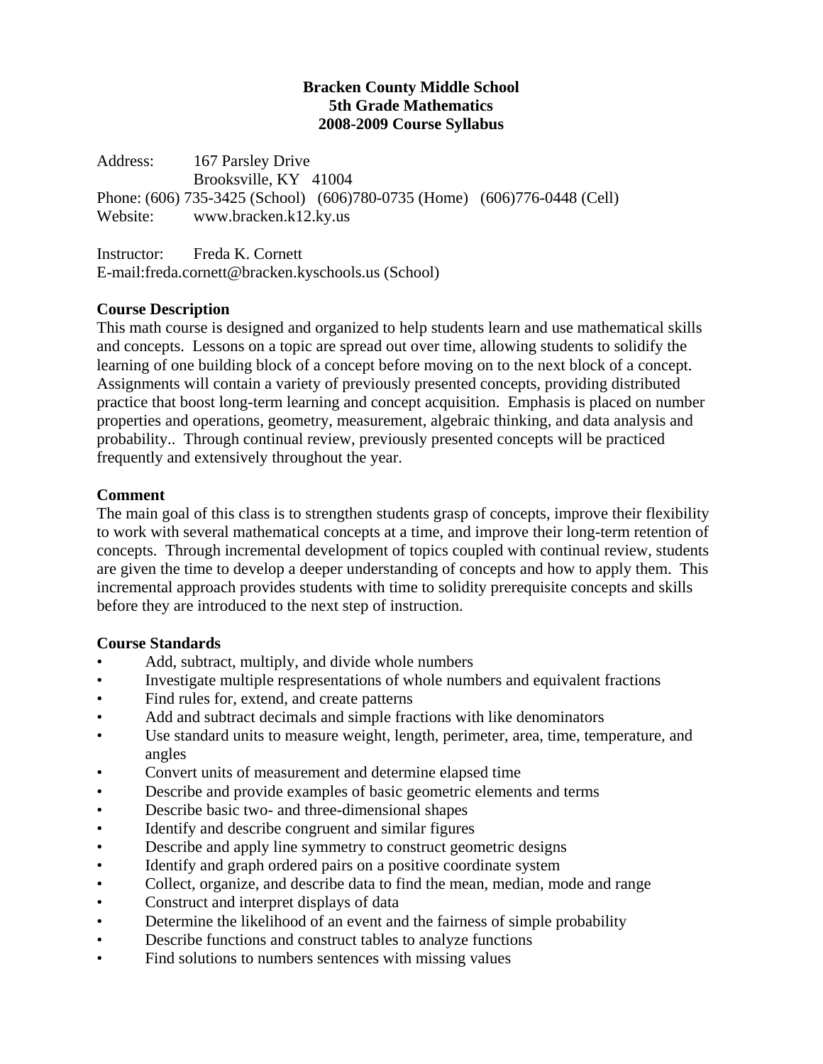**Bracken County Middle School**
**5th Grade Mathematics**
**2008-2009 Course Syllabus**

Address: 167 Parsley Drive
Brooksville, KY 41004
Phone: (606) 735-3425 (School) (606)780-0735 (Home) (606)776-0448 (Cell)
Website: www.bracken.k12.ky.us

Instructor: Freda K. Cornett
E-mail:freda.cornett@bracken.kyschools.us (School)

## Course Description

This math course is designed and organized to help students learn and use mathematical skills and concepts. Lessons on a topic are spread out over time, allowing students to solidify the learning of one building block of a concept before moving on to the next block of a concept. Assignments will contain a variety of previously presented concepts, providing distributed practice that boost long-term learning and concept acquisition. Emphasis is placed on number properties and operations, geometry, measurement, algebraic thinking, and data analysis and probability.. Through continual review, previously presented concepts will be practiced frequently and extensively throughout the year.

## Comment

The main goal of this class is to strengthen students grasp of concepts, improve their flexibility to work with several mathematical concepts at a time, and improve their long-term retention of concepts. Through incremental development of topics coupled with continual review, students are given the time to develop a deeper understanding of concepts and how to apply them. This incremental approach provides students with time to solidity prerequisite concepts and skills before they are introduced to the next step of instruction.

## Course Standards

- Add, subtract, multiply, and divide whole numbers
- Investigate multiple respresentations of whole numbers and equivalent fractions
- Find rules for, extend, and create patterns
- Add and subtract decimals and simple fractions with like denominators
- Use standard units to measure weight, length, perimeter, area, time, temperature, and angles
- Convert units of measurement and determine elapsed time
- Describe and provide examples of basic geometric elements and terms
- Describe basic two- and three-dimensional shapes
- Identify and describe congruent and similar figures
- Describe and apply line symmetry to construct geometric designs
- Identify and graph ordered pairs on a positive coordinate system
- Collect, organize, and describe data to find the mean, median, mode and range
- Construct and interpret displays of data
- Determine the likelihood of an event and the fairness of simple probability
- Describe functions and construct tables to analyze functions
- Find solutions to numbers sentences with missing values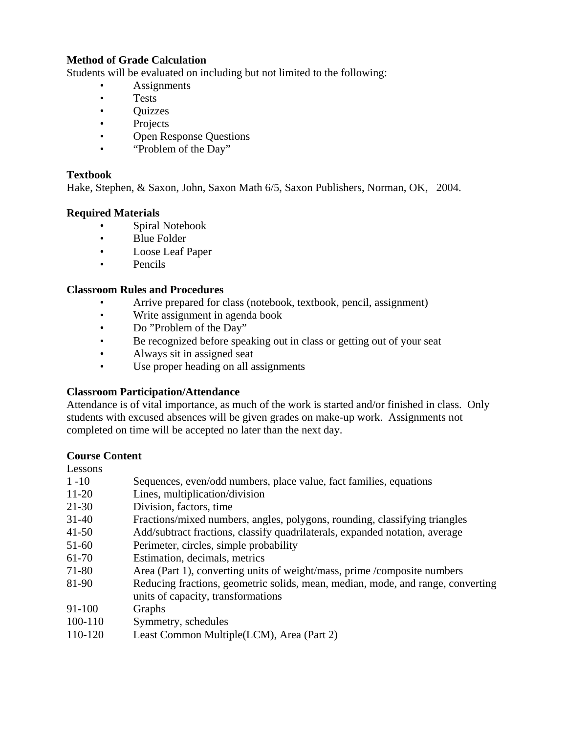**Method of Grade Calculation**

Students will be evaluated on including but not limited to the following:

- Assignments
- Tests
- Quizzes
- Projects
- Open Response Questions
- "Problem of the Day"

**Textbook**

Hake, Stephen, & Saxon, John, Saxon Math 6/5, Saxon Publishers, Norman, OK, 2004.

**Required Materials**

- Spiral Notebook
- Blue Folder
- Loose Leaf Paper
- Pencils

**Classroom Rules and Procedures**

- Arrive prepared for class (notebook, textbook, pencil, assignment)
- Write assignment in agenda book
- Do "Problem of the Day"
- Be recognized before speaking out in class or getting out of your seat
- Always sit in assigned seat
- Use proper heading on all assignments

**Classroom Participation/Attendance**

Attendance is of vital importance, as much of the work is started and/or finished in class. Only students with excused absences will be given grades on make-up work. Assignments not completed on time will be accepted no later than the next day.

**Course Content**

| Lessons | |
|---|---|
| 1 -10 | Sequences, even/odd numbers, place value, fact families, equations |
| 11-20 | Lines, multiplication/division |
| 21-30 | Division, factors, time |
| 31-40 | Fractions/mixed numbers, angles, polygons, rounding, classifying triangles |
| 41-50 | Add/subtract fractions, classify quadrilaterals, expanded notation, average |
| 51-60 | Perimeter, circles, simple probability |
| 61-70 | Estimation, decimals, metrics |
| 71-80 | Area (Part 1), converting units of weight/mass, prime /composite numbers |
| 81-90 | Reducing fractions, geometric solids, mean, median, mode, and range, converting units of capacity, transformations |
| 91-100 | Graphs |
| 100-110 | Symmetry, schedules |
| 110-120 | Least Common Multiple(LCM), Area (Part 2) |